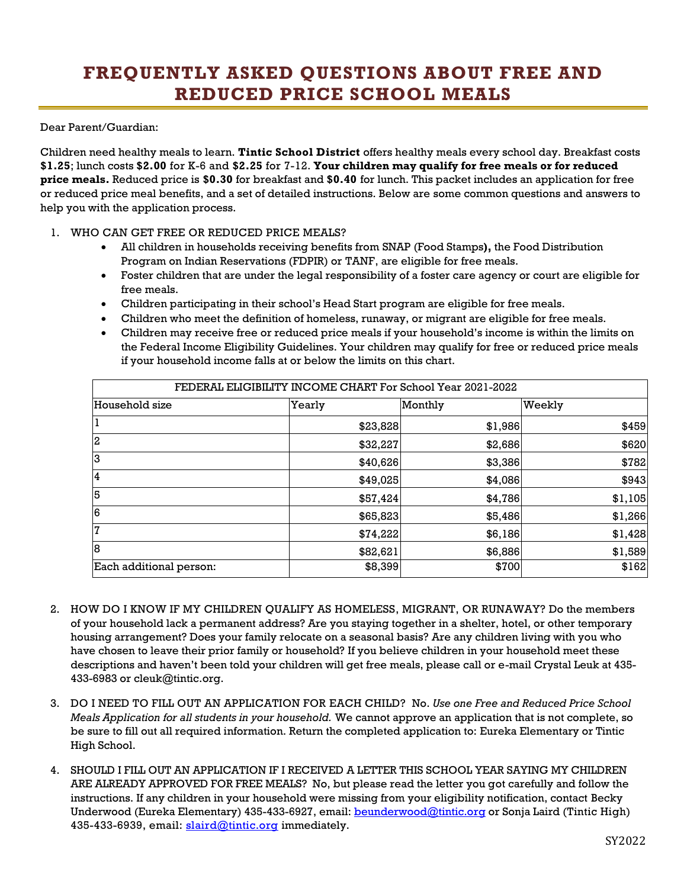# FREQUENTLY ASKED QUESTIONS ABOUT FREE AND REDUCED PRICE SCHOOL MEALS

Dear Parent/Guardian:

Children need healthy meals to learn. **Tintic School District** offers healthy meals every school day. Breakfast costs **$1.25**; lunch costs **$2.00** for K-6 and **$2.25** for 7-12. **Your children may qualify for free meals or for reduced price meals.** Reduced price is **$0.30** for breakfast and **$0.40** for lunch. This packet includes an application for free or reduced price meal benefits, and a set of detailed instructions. Below are some common questions and answers to help you with the application process.

1. WHO CAN GET FREE OR REDUCED PRICE MEALS?
   - All children in households receiving benefits from SNAP (Food Stamps**),** the Food Distribution Program on Indian Reservations (FDPIR) or TANF, are eligible for free meals.
   - Foster children that are under the legal responsibility of a foster care agency or court are eligible for free meals.
   - Children participating in their school's Head Start program are eligible for free meals.
   - Children who meet the definition of homeless, runaway, or migrant are eligible for free meals.
   - Children may receive free or reduced price meals if your household's income is within the limits on the Federal Income Eligibility Guidelines. Your children may qualify for free or reduced price meals if your household income falls at or below the limits on this chart.

| FEDERAL ELIGIBILITY INCOME CHART For School Year 2021-2022 | | | |
|---|---|---|---|
| Household size | Yearly | Monthly | Weekly |
| 1 | $23,828 | $1,986 | $459 |
| 2 | $32,227 | $2,686 | $620 |
| 3 | $40,626 | $3,386 | $782 |
| 4 | $49,025 | $4,086 | $943 |
| 5 | $57,424 | $4,786 | $1,105 |
| 6 | $65,823 | $5,486 | $1,266 |
| 7 | $74,222 | $6,186 | $1,428 |
| 8 | $82,621 | $6,886 | $1,589 |
| Each additional person: | $8,399 | $700 | $162 |

2. HOW DO I KNOW IF MY CHILDREN QUALIFY AS HOMELESS, MIGRANT, OR RUNAWAY? Do the members of your household lack a permanent address? Are you staying together in a shelter, hotel, or other temporary housing arrangement? Does your family relocate on a seasonal basis? Are any children living with you who have chosen to leave their prior family or household? If you believe children in your household meet these descriptions and haven't been told your children will get free meals, please call or e-mail Crystal Leuk at 435-433-6983 or cleuk@tintic.org.

3. DO I NEED TO FILL OUT AN APPLICATION FOR EACH CHILD? No. *Use one Free and Reduced Price School Meals Application for all students in your household.* We cannot approve an application that is not complete, so be sure to fill out all required information. Return the completed application to: Eureka Elementary or Tintic High School.

4. SHOULD I FILL OUT AN APPLICATION IF I RECEIVED A LETTER THIS SCHOOL YEAR SAYING MY CHILDREN ARE ALREADY APPROVED FOR FREE MEALS? No, but please read the letter you got carefully and follow the instructions. If any children in your household were missing from your eligibility notification, contact Becky Underwood (Eureka Elementary) 435-433-6927, email: beunderwood@tintic.org or Sonja Laird (Tintic High) 435-433-6939, email: slaird@tintic.org immediately.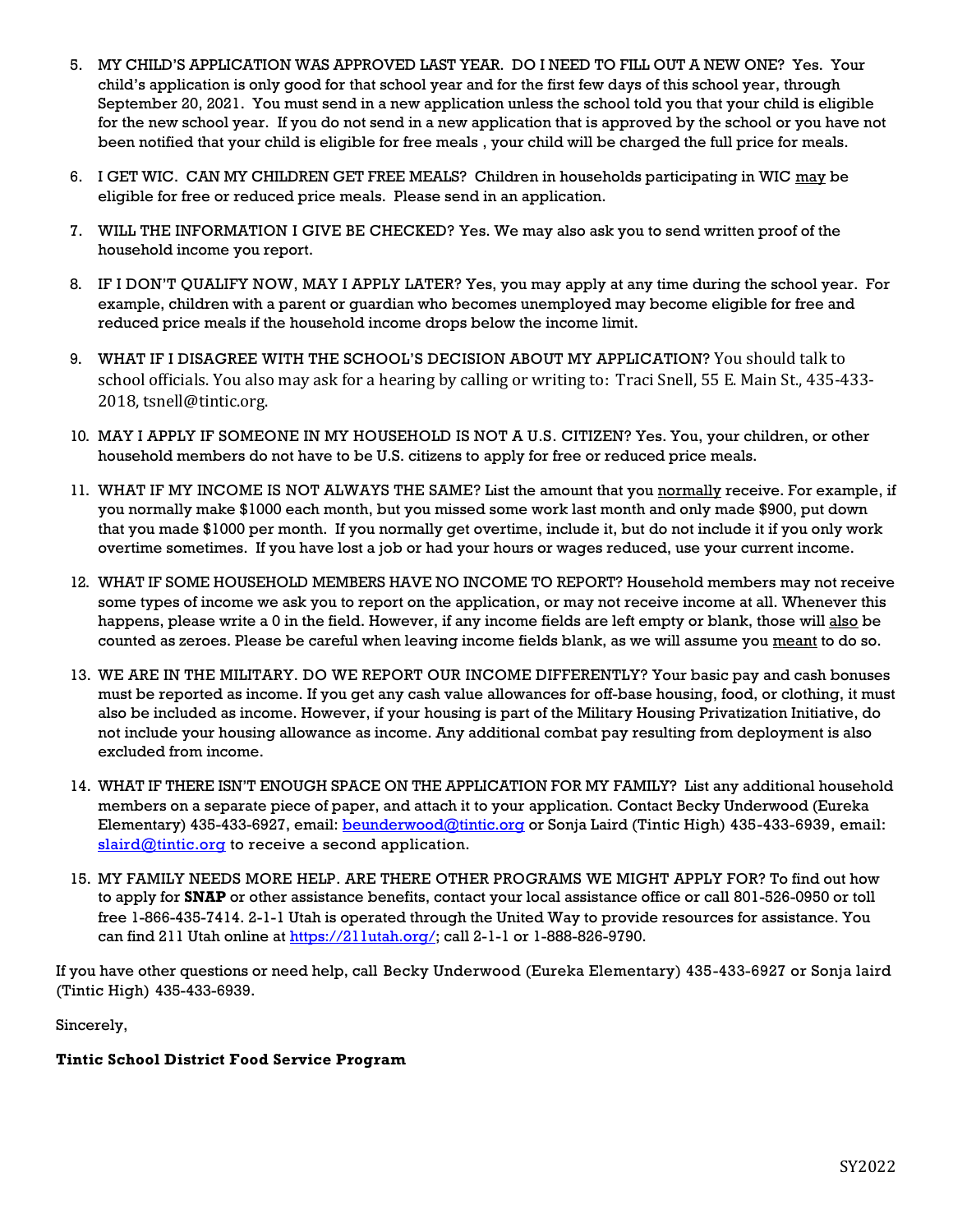5. MY CHILD'S APPLICATION WAS APPROVED LAST YEAR. DO I NEED TO FILL OUT A NEW ONE? Yes. Your child's application is only good for that school year and for the first few days of this school year, through September 20, 2021. You must send in a new application unless the school told you that your child is eligible for the new school year. If you do not send in a new application that is approved by the school or you have not been notified that your child is eligible for free meals , your child will be charged the full price for meals.

6. I GET WIC. CAN MY CHILDREN GET FREE MEALS? Children in households participating in WIC may be eligible for free or reduced price meals. Please send in an application.

7. WILL THE INFORMATION I GIVE BE CHECKED? Yes. We may also ask you to send written proof of the household income you report.

8. IF I DON'T QUALIFY NOW, MAY I APPLY LATER? Yes, you may apply at any time during the school year. For example, children with a parent or guardian who becomes unemployed may become eligible for free and reduced price meals if the household income drops below the income limit.

9. WHAT IF I DISAGREE WITH THE SCHOOL'S DECISION ABOUT MY APPLICATION? You should talk to school officials. You also may ask for a hearing by calling or writing to: Traci Snell, 55 E. Main St., 435-433-2018, tsnell@tintic.org.

10. MAY I APPLY IF SOMEONE IN MY HOUSEHOLD IS NOT A U.S. CITIZEN? Yes. You, your children, or other household members do not have to be U.S. citizens to apply for free or reduced price meals.

11. WHAT IF MY INCOME IS NOT ALWAYS THE SAME? List the amount that you normally receive. For example, if you normally make $1000 each month, but you missed some work last month and only made $900, put down that you made $1000 per month. If you normally get overtime, include it, but do not include it if you only work overtime sometimes. If you have lost a job or had your hours or wages reduced, use your current income.

12. WHAT IF SOME HOUSEHOLD MEMBERS HAVE NO INCOME TO REPORT? Household members may not receive some types of income we ask you to report on the application, or may not receive income at all. Whenever this happens, please write a 0 in the field. However, if any income fields are left empty or blank, those will also be counted as zeroes. Please be careful when leaving income fields blank, as we will assume you meant to do so.

13. WE ARE IN THE MILITARY. DO WE REPORT OUR INCOME DIFFERENTLY? Your basic pay and cash bonuses must be reported as income. If you get any cash value allowances for off-base housing, food, or clothing, it must also be included as income. However, if your housing is part of the Military Housing Privatization Initiative, do not include your housing allowance as income. Any additional combat pay resulting from deployment is also excluded from income.

14. WHAT IF THERE ISN'T ENOUGH SPACE ON THE APPLICATION FOR MY FAMILY? List any additional household members on a separate piece of paper, and attach it to your application. Contact Becky Underwood (Eureka Elementary) 435-433-6927, email: beunderwood@tintic.org or Sonja Laird (Tintic High) 435-433-6939, email: slaird@tintic.org to receive a second application.

15. MY FAMILY NEEDS MORE HELP. ARE THERE OTHER PROGRAMS WE MIGHT APPLY FOR? To find out how to apply for **SNAP** or other assistance benefits, contact your local assistance office or call 801-526-0950 or toll free 1-866-435-7414. 2-1-1 Utah is operated through the United Way to provide resources for assistance. You can find 211 Utah online at https://211utah.org/; call 2-1-1 or 1-888-826-9790.

If you have other questions or need help, call Becky Underwood (Eureka Elementary) 435-433-6927 or Sonja laird (Tintic High) 435-433-6939.

Sincerely,

**Tintic School District Food Service Program**

SY2022